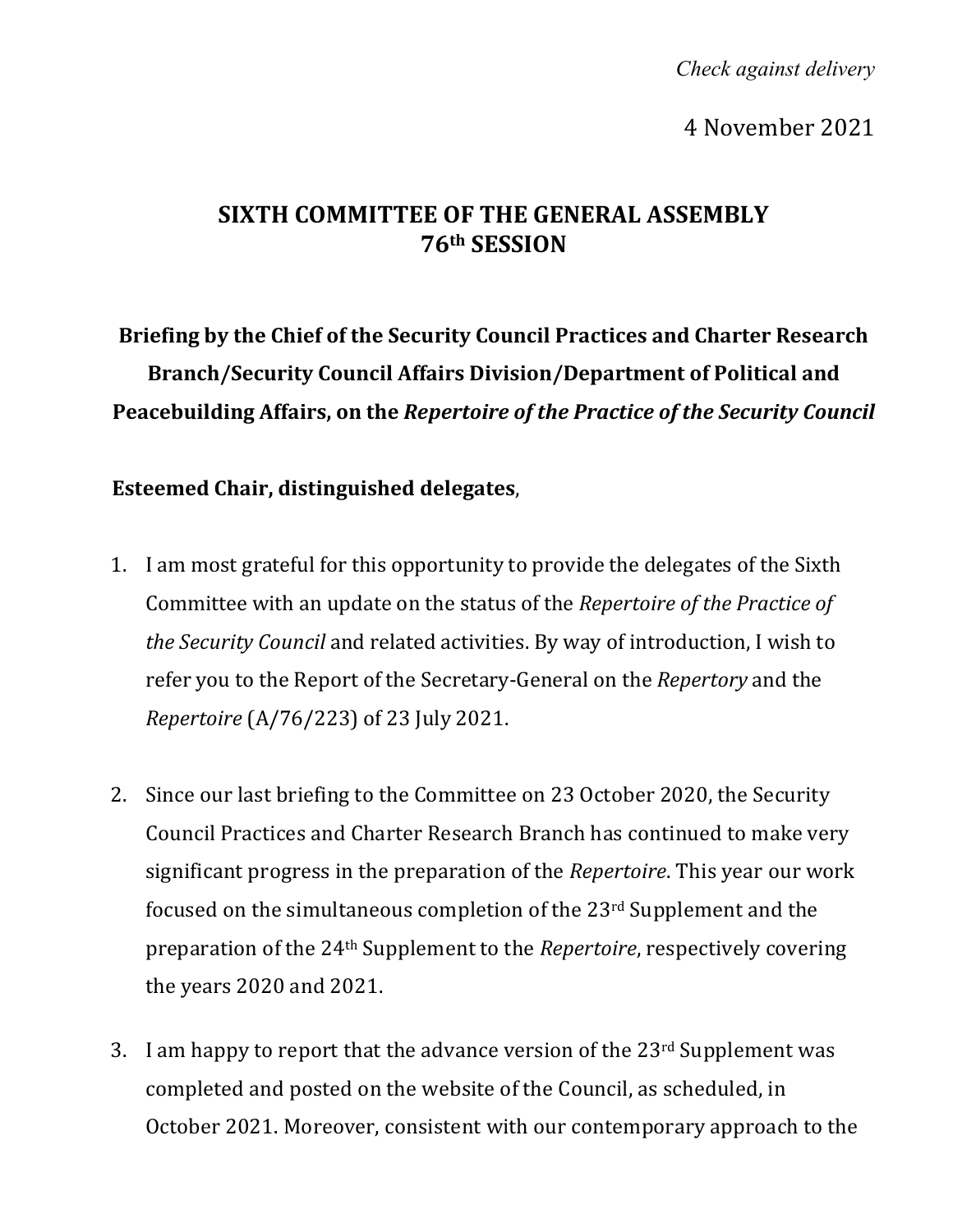*Check against delivery*

4 November 2021

# SIXTH COMMITTEE OF THE GENERAL ASSEMBLY 76th SESSION

## Briefing by the Chief of the Security Council Practices and Charter Research Branch/Security Council Affairs Division/Department of Political and Peacebuilding Affairs, on the *Repertoire of the Practice of the Security Council*

**Esteemed Chair, distinguished delegates**,

1. I am most grateful for this opportunity to provide the delegates of the Sixth Committee with an update on the status of the *Repertoire of the Practice of the Security Council* and related activities. By way of introduction, I wish to refer you to the Report of the Secretary-General on the *Repertory* and the *Repertoire* (A/76/223) of 23 July 2021.

2. Since our last briefing to the Committee on 23 October 2020, the Security Council Practices and Charter Research Branch has continued to make very significant progress in the preparation of the *Repertoire*. This year our work focused on the simultaneous completion of the 23rd Supplement and the preparation of the 24th Supplement to the *Repertoire*, respectively covering the years 2020 and 2021.

3. I am happy to report that the advance version of the 23rd Supplement was completed and posted on the website of the Council, as scheduled, in October 2021. Moreover, consistent with our contemporary approach to the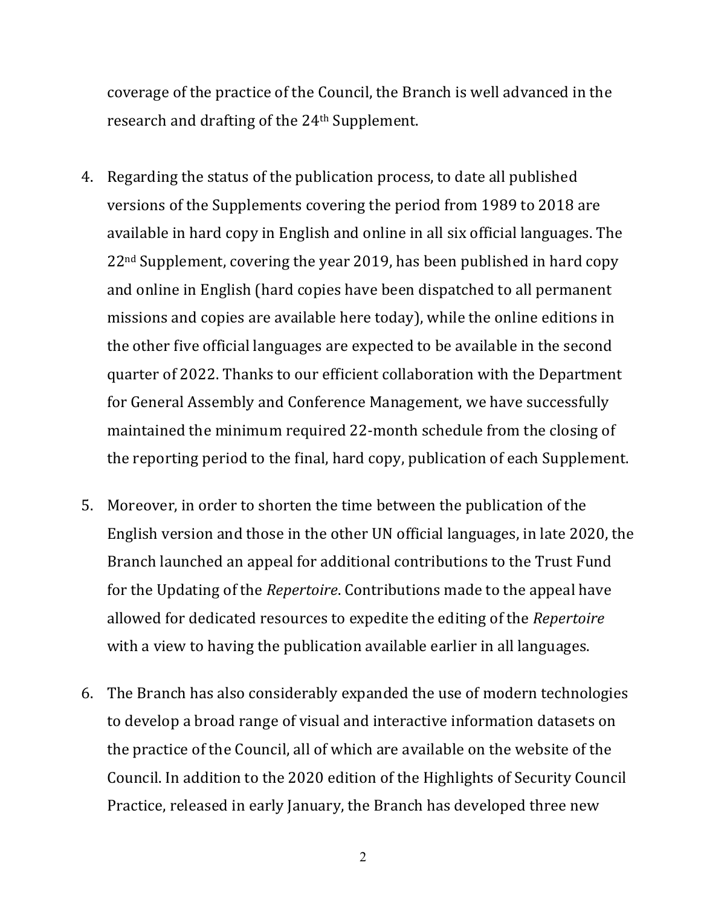coverage of the practice of the Council, the Branch is well advanced in the research and drafting of the 24th Supplement.

4. Regarding the status of the publication process, to date all published versions of the Supplements covering the period from 1989 to 2018 are available in hard copy in English and online in all six official languages. The 22nd Supplement, covering the year 2019, has been published in hard copy and online in English (hard copies have been dispatched to all permanent missions and copies are available here today), while the online editions in the other five official languages are expected to be available in the second quarter of 2022. Thanks to our efficient collaboration with the Department for General Assembly and Conference Management, we have successfully maintained the minimum required 22-month schedule from the closing of the reporting period to the final, hard copy, publication of each Supplement.

5. Moreover, in order to shorten the time between the publication of the English version and those in the other UN official languages, in late 2020, the Branch launched an appeal for additional contributions to the Trust Fund for the Updating of the *Repertoire*. Contributions made to the appeal have allowed for dedicated resources to expedite the editing of the *Repertoire* with a view to having the publication available earlier in all languages.

6. The Branch has also considerably expanded the use of modern technologies to develop a broad range of visual and interactive information datasets on the practice of the Council, all of which are available on the website of the Council. In addition to the 2020 edition of the Highlights of Security Council Practice, released in early January, the Branch has developed three new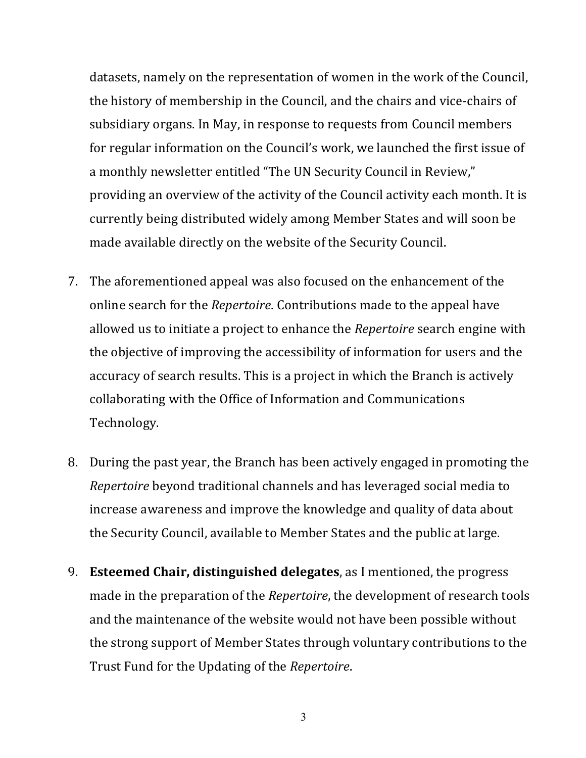datasets, namely on the representation of women in the work of the Council, the history of membership in the Council, and the chairs and vice-chairs of subsidiary organs. In May, in response to requests from Council members for regular information on the Council's work, we launched the first issue of a monthly newsletter entitled "The UN Security Council in Review," providing an overview of the activity of the Council activity each month. It is currently being distributed widely among Member States and will soon be made available directly on the website of the Security Council.

7. The aforementioned appeal was also focused on the enhancement of the online search for the *Repertoire*. Contributions made to the appeal have allowed us to initiate a project to enhance the *Repertoire* search engine with the objective of improving the accessibility of information for users and the accuracy of search results. This is a project in which the Branch is actively collaborating with the Office of Information and Communications Technology.

8. During the past year, the Branch has been actively engaged in promoting the *Repertoire* beyond traditional channels and has leveraged social media to increase awareness and improve the knowledge and quality of data about the Security Council, available to Member States and the public at large.

9. **Esteemed Chair, distinguished delegates**, as I mentioned, the progress made in the preparation of the *Repertoire*, the development of research tools and the maintenance of the website would not have been possible without the strong support of Member States through voluntary contributions to the Trust Fund for the Updating of the *Repertoire*.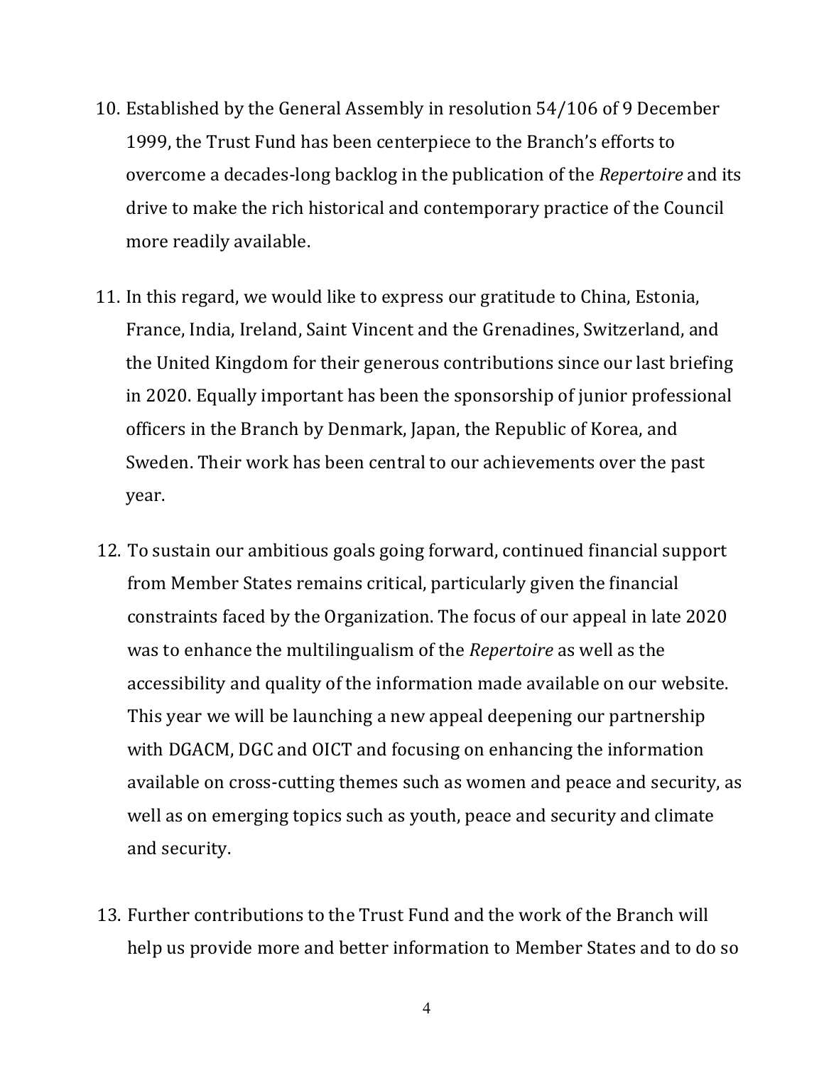10. Established by the General Assembly in resolution 54/106 of 9 December 1999, the Trust Fund has been centerpiece to the Branch's efforts to overcome a decades-long backlog in the publication of the *Repertoire* and its drive to make the rich historical and contemporary practice of the Council more readily available.

11. In this regard, we would like to express our gratitude to China, Estonia, France, India, Ireland, Saint Vincent and the Grenadines, Switzerland, and the United Kingdom for their generous contributions since our last briefing in 2020. Equally important has been the sponsorship of junior professional officers in the Branch by Denmark, Japan, the Republic of Korea, and Sweden. Their work has been central to our achievements over the past year.

12. To sustain our ambitious goals going forward, continued financial support from Member States remains critical, particularly given the financial constraints faced by the Organization. The focus of our appeal in late 2020 was to enhance the multilingualism of the *Repertoire* as well as the accessibility and quality of the information made available on our website. This year we will be launching a new appeal deepening our partnership with DGACM, DGC and OICT and focusing on enhancing the information available on cross-cutting themes such as women and peace and security, as well as on emerging topics such as youth, peace and security and climate and security.

13. Further contributions to the Trust Fund and the work of the Branch will help us provide more and better information to Member States and to do so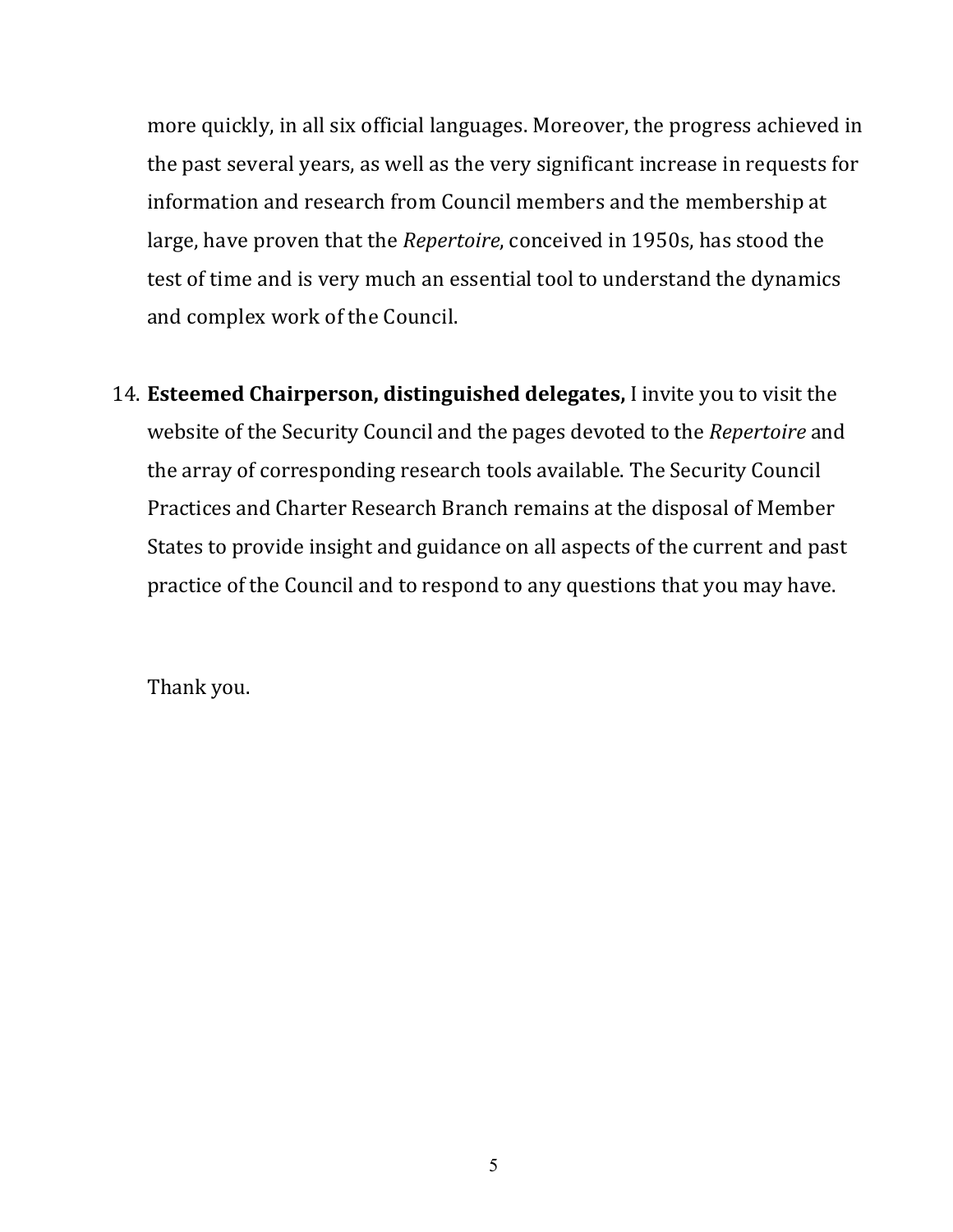more quickly, in all six official languages. Moreover, the progress achieved in the past several years, as well as the very significant increase in requests for information and research from Council members and the membership at large, have proven that the *Repertoire*, conceived in 1950s, has stood the test of time and is very much an essential tool to understand the dynamics and complex work of the Council.

14. **Esteemed Chairperson, distinguished delegates,** I invite you to visit the website of the Security Council and the pages devoted to the *Repertoire* and the array of corresponding research tools available. The Security Council Practices and Charter Research Branch remains at the disposal of Member States to provide insight and guidance on all aspects of the current and past practice of the Council and to respond to any questions that you may have.

Thank you.